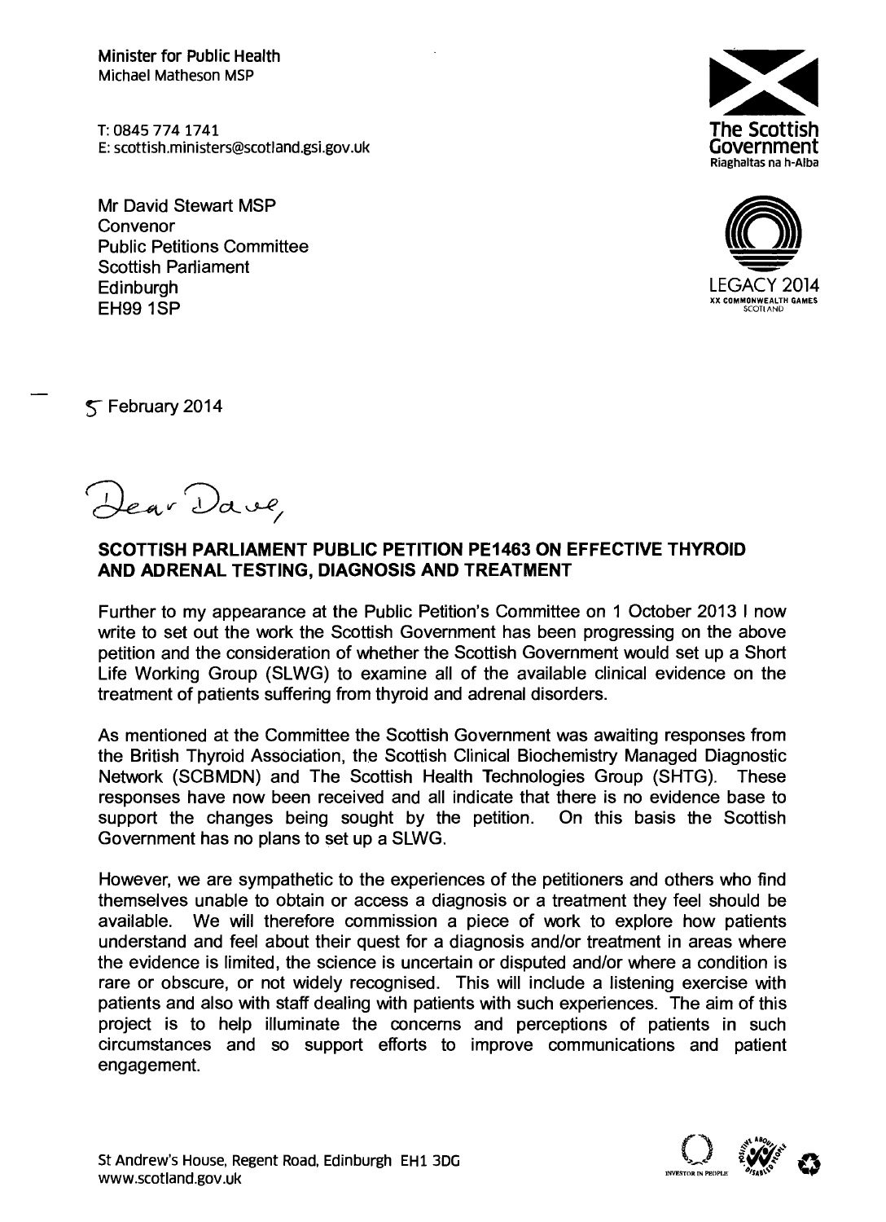Minister for Public Health
Michael Matheson MSP

T: 0845 774 1741
E: scottish.ministers@scotland.gsi.gov.uk

The Scottish Government
Riaghaltas na h-Alba

LEGACY 2014
XX COMMONWEALTH GAMES
SCOTLAND

Mr David Stewart MSP
Convenor
Public Petitions Committee
Scottish Parliament
Edinburgh
EH99 1SP

5 February 2014

Dear Dave,

**SCOTTISH PARLIAMENT PUBLIC PETITION PE1463 ON EFFECTIVE THYROID AND ADRENAL TESTING, DIAGNOSIS AND TREATMENT**

Further to my appearance at the Public Petition's Committee on 1 October 2013 I now write to set out the work the Scottish Government has been progressing on the above petition and the consideration of whether the Scottish Government would set up a Short Life Working Group (SLWG) to examine all of the available clinical evidence on the treatment of patients suffering from thyroid and adrenal disorders.

As mentioned at the Committee the Scottish Government was awaiting responses from the British Thyroid Association, the Scottish Clinical Biochemistry Managed Diagnostic Network (SCBMDN) and The Scottish Health Technologies Group (SHTG). These responses have now been received and all indicate that there is no evidence base to support the changes being sought by the petition. On this basis the Scottish Government has no plans to set up a SLWG.

However, we are sympathetic to the experiences of the petitioners and others who find themselves unable to obtain or access a diagnosis or a treatment they feel should be available. We will therefore commission a piece of work to explore how patients understand and feel about their quest for a diagnosis and/or treatment in areas where the evidence is limited, the science is uncertain or disputed and/or where a condition is rare or obscure, or not widely recognised. This will include a listening exercise with patients and also with staff dealing with patients with such experiences. The aim of this project is to help illuminate the concerns and perceptions of patients in such circumstances and so support efforts to improve communications and patient engagement.

St Andrew's House, Regent Road, Edinburgh EH1 3DG
www.scotland.gov.uk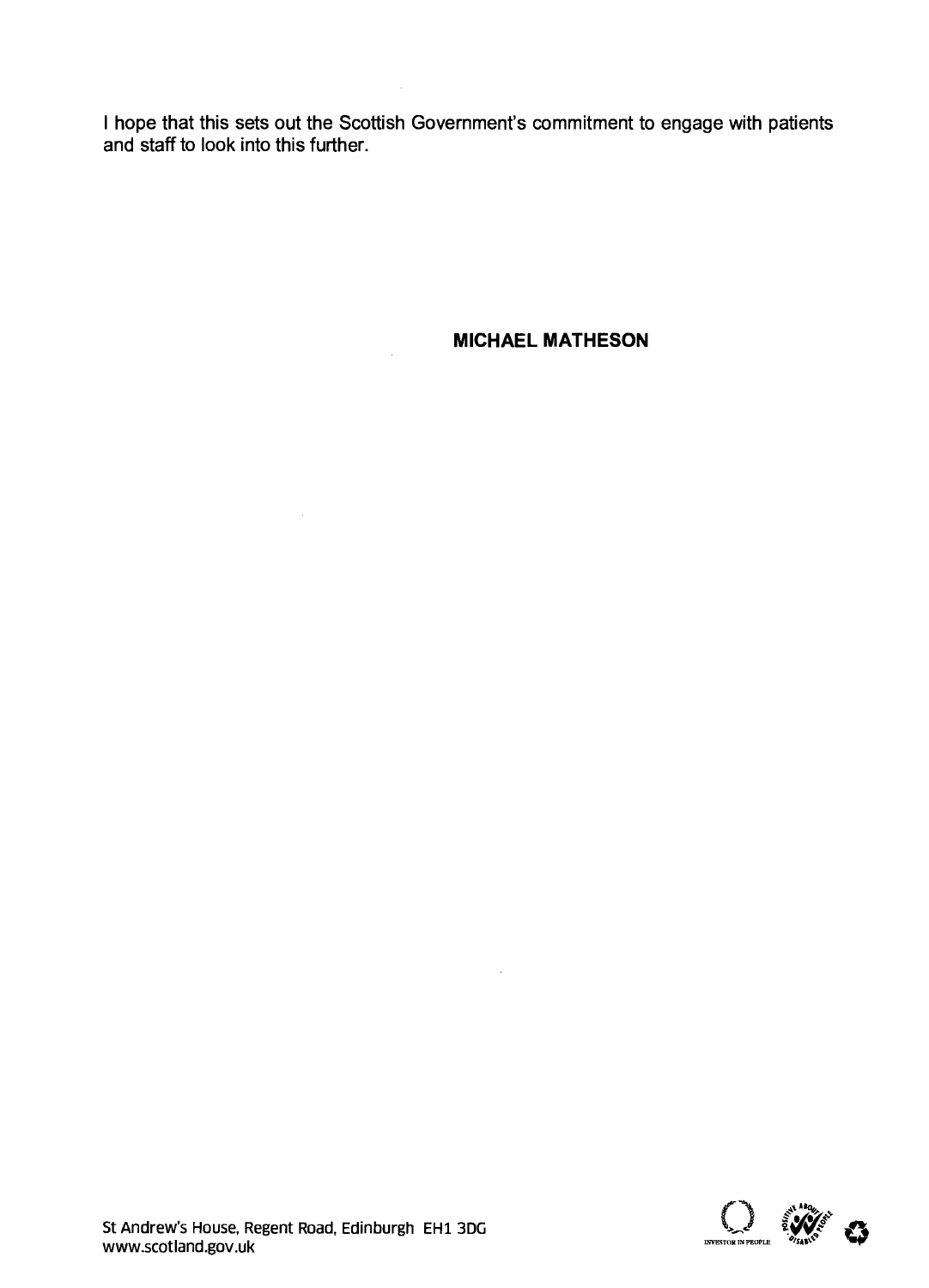I hope that this sets out the Scottish Government's commitment to engage with patients and staff to look into this further.

**MICHAEL MATHESON**

St Andrew's House, Regent Road, Edinburgh EH1 3DG
www.scotland.gov.uk